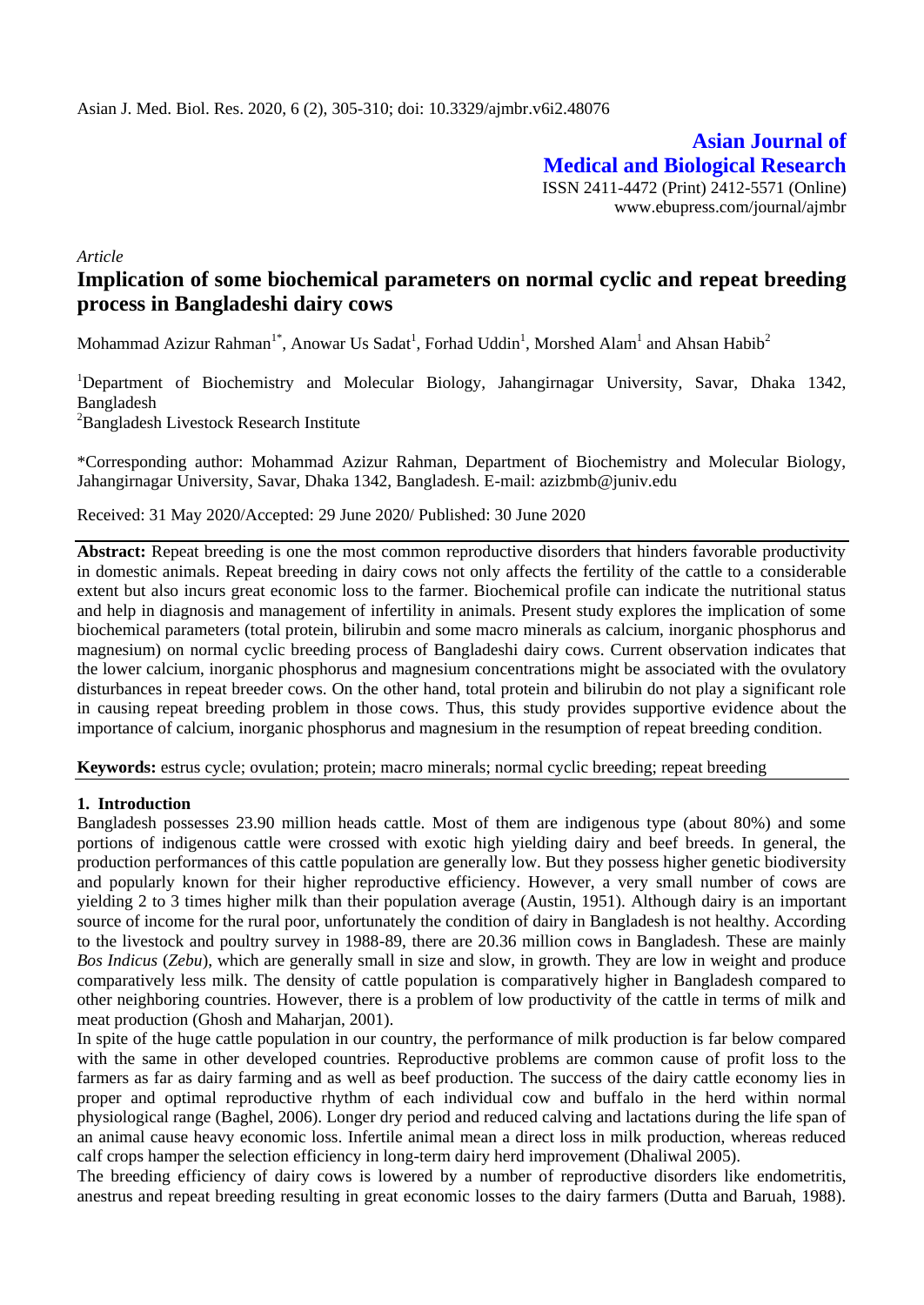# Asian Journal of Medical and Biological Research

ISSN 2411-4472 (Print) 2412-5571 (Online)
www.ebupress.com/journal/ajmbr

*Article*

## Implication of some biochemical parameters on normal cyclic and repeat breeding process in Bangladeshi dairy cows

Mohammad Azizur Rahman[1*], Anowar Us Sadat[1], Forhad Uddin[1], Morshed Alam[1] and Ahsan Habib[2]

[1]Department of Biochemistry and Molecular Biology, Jahangirnagar University, Savar, Dhaka 1342, Bangladesh

[2]Bangladesh Livestock Research Institute

*Corresponding author: Mohammad Azizur Rahman, Department of Biochemistry and Molecular Biology, Jahangirnagar University, Savar, Dhaka 1342, Bangladesh. E-mail: azizbmb@juniv.edu

Received: 31 May 2020/Accepted: 29 June 2020/ Published: 30 June 2020

**Abstract:** Repeat breeding is one the most common reproductive disorders that hinders favorable productivity in domestic animals. Repeat breeding in dairy cows not only affects the fertility of the cattle to a considerable extent but also incurs great economic loss to the farmer. Biochemical profile can indicate the nutritional status and help in diagnosis and management of infertility in animals. Present study explores the implication of some biochemical parameters (total protein, bilirubin and some macro minerals as calcium, inorganic phosphorus and magnesium) on normal cyclic breeding process of Bangladeshi dairy cows. Current observation indicates that the lower calcium, inorganic phosphorus and magnesium concentrations might be associated with the ovulatory disturbances in repeat breeder cows. On the other hand, total protein and bilirubin do not play a significant role in causing repeat breeding problem in those cows. Thus, this study provides supportive evidence about the importance of calcium, inorganic phosphorus and magnesium in the resumption of repeat breeding condition.

**Keywords:** estrus cycle; ovulation; protein; macro minerals; normal cyclic breeding; repeat breeding

### 1. Introduction

Bangladesh possesses 23.90 million heads cattle. Most of them are indigenous type (about 80%) and some portions of indigenous cattle were crossed with exotic high yielding dairy and beef breeds. In general, the production performances of this cattle population are generally low. But they possess higher genetic biodiversity and popularly known for their higher reproductive efficiency. However, a very small number of cows are yielding 2 to 3 times higher milk than their population average (Austin, 1951). Although dairy is an important source of income for the rural poor, unfortunately the condition of dairy in Bangladesh is not healthy. According to the livestock and poultry survey in 1988-89, there are 20.36 million cows in Bangladesh. These are mainly *Bos Indicus* (*Zebu*), which are generally small in size and slow, in growth. They are low in weight and produce comparatively less milk. The density of cattle population is comparatively higher in Bangladesh compared to other neighboring countries. However, there is a problem of low productivity of the cattle in terms of milk and meat production (Ghosh and Maharjan, 2001).

In spite of the huge cattle population in our country, the performance of milk production is far below compared with the same in other developed countries. Reproductive problems are common cause of profit loss to the farmers as far as dairy farming and as well as beef production. The success of the dairy cattle economy lies in proper and optimal reproductive rhythm of each individual cow and buffalo in the herd within normal physiological range (Baghel, 2006). Longer dry period and reduced calving and lactations during the life span of an animal cause heavy economic loss. Infertile animal mean a direct loss in milk production, whereas reduced calf crops hamper the selection efficiency in long-term dairy herd improvement (Dhaliwal 2005).

The breeding efficiency of dairy cows is lowered by a number of reproductive disorders like endometritis, anestrus and repeat breeding resulting in great economic losses to the dairy farmers (Dutta and Baruah, 1988).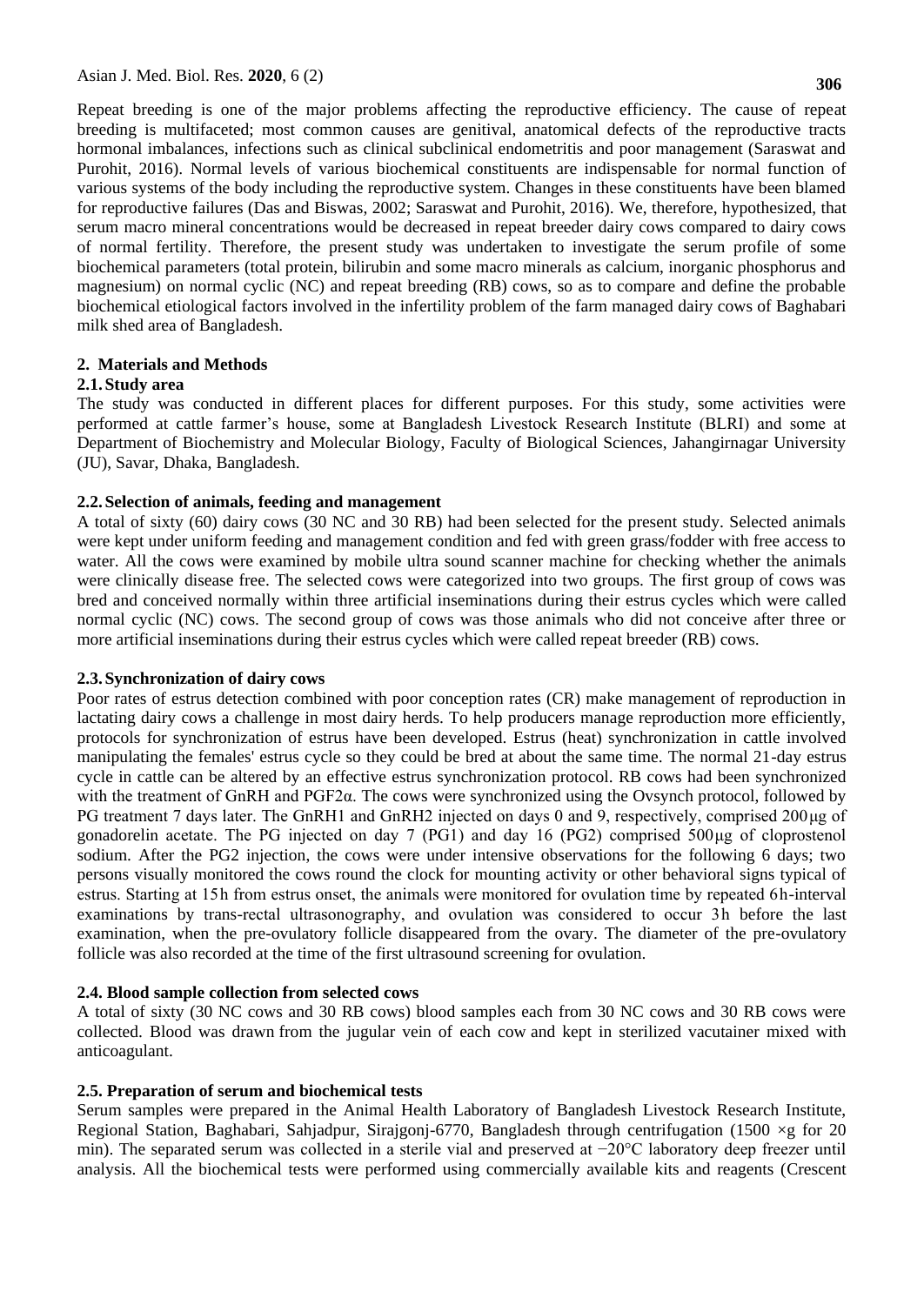Repeat breeding is one of the major problems affecting the reproductive efficiency. The cause of repeat breeding is multifaceted; most common causes are genitival, anatomical defects of the reproductive tracts hormonal imbalances, infections such as clinical subclinical endometritis and poor management (Saraswat and Purohit, 2016). Normal levels of various biochemical constituents are indispensable for normal function of various systems of the body including the reproductive system. Changes in these constituents have been blamed for reproductive failures (Das and Biswas, 2002; Saraswat and Purohit, 2016). We, therefore, hypothesized, that serum macro mineral concentrations would be decreased in repeat breeder dairy cows compared to dairy cows of normal fertility. Therefore, the present study was undertaken to investigate the serum profile of some biochemical parameters (total protein, bilirubin and some macro minerals as calcium, inorganic phosphorus and magnesium) on normal cyclic (NC) and repeat breeding (RB) cows, so as to compare and define the probable biochemical etiological factors involved in the infertility problem of the farm managed dairy cows of Baghabari milk shed area of Bangladesh.

## 2. Materials and Methods

### 2.1. Study area

The study was conducted in different places for different purposes. For this study, some activities were performed at cattle farmer's house, some at Bangladesh Livestock Research Institute (BLRI) and some at Department of Biochemistry and Molecular Biology, Faculty of Biological Sciences, Jahangirnagar University (JU), Savar, Dhaka, Bangladesh.

### 2.2. Selection of animals, feeding and management

A total of sixty (60) dairy cows (30 NC and 30 RB) had been selected for the present study. Selected animals were kept under uniform feeding and management condition and fed with green grass/fodder with free access to water. All the cows were examined by mobile ultra sound scanner machine for checking whether the animals were clinically disease free. The selected cows were categorized into two groups. The first group of cows was bred and conceived normally within three artificial inseminations during their estrus cycles which were called normal cyclic (NC) cows. The second group of cows was those animals who did not conceive after three or more artificial inseminations during their estrus cycles which were called repeat breeder (RB) cows.

### 2.3. Synchronization of dairy cows

Poor rates of estrus detection combined with poor conception rates (CR) make management of reproduction in lactating dairy cows a challenge in most dairy herds. To help producers manage reproduction more efficiently, protocols for synchronization of estrus have been developed. Estrus (heat) synchronization in cattle involved manipulating the females' estrus cycle so they could be bred at about the same time. The normal 21-day estrus cycle in cattle can be altered by an effective estrus synchronization protocol. RB cows had been synchronized with the treatment of GnRH and PGF2α. The cows were synchronized using the Ovsynch protocol, followed by PG treatment 7 days later. The GnRH1 and GnRH2 injected on days 0 and 9, respectively, comprised 200 μg of gonadorelin acetate. The PG injected on day 7 (PG1) and day 16 (PG2) comprised 500 μg of cloprostenol sodium. After the PG2 injection, the cows were under intensive observations for the following 6 days; two persons visually monitored the cows round the clock for mounting activity or other behavioral signs typical of estrus. Starting at 15 h from estrus onset, the animals were monitored for ovulation time by repeated 6 h-interval examinations by trans-rectal ultrasonography, and ovulation was considered to occur 3 h before the last examination, when the pre-ovulatory follicle disappeared from the ovary. The diameter of the pre-ovulatory follicle was also recorded at the time of the first ultrasound screening for ovulation.

### 2.4. Blood sample collection from selected cows

A total of sixty (30 NC cows and 30 RB cows) blood samples each from 30 NC cows and 30 RB cows were collected. Blood was drawn from the jugular vein of each cow and kept in sterilized vacutainer mixed with anticoagulant.

### 2.5. Preparation of serum and biochemical tests

Serum samples were prepared in the Animal Health Laboratory of Bangladesh Livestock Research Institute, Regional Station, Baghabari, Sahjadpur, Sirajgonj-6770, Bangladesh through centrifugation (1500 ×g for 20 min). The separated serum was collected in a sterile vial and preserved at −20°C laboratory deep freezer until analysis. All the biochemical tests were performed using commercially available kits and reagents (Crescent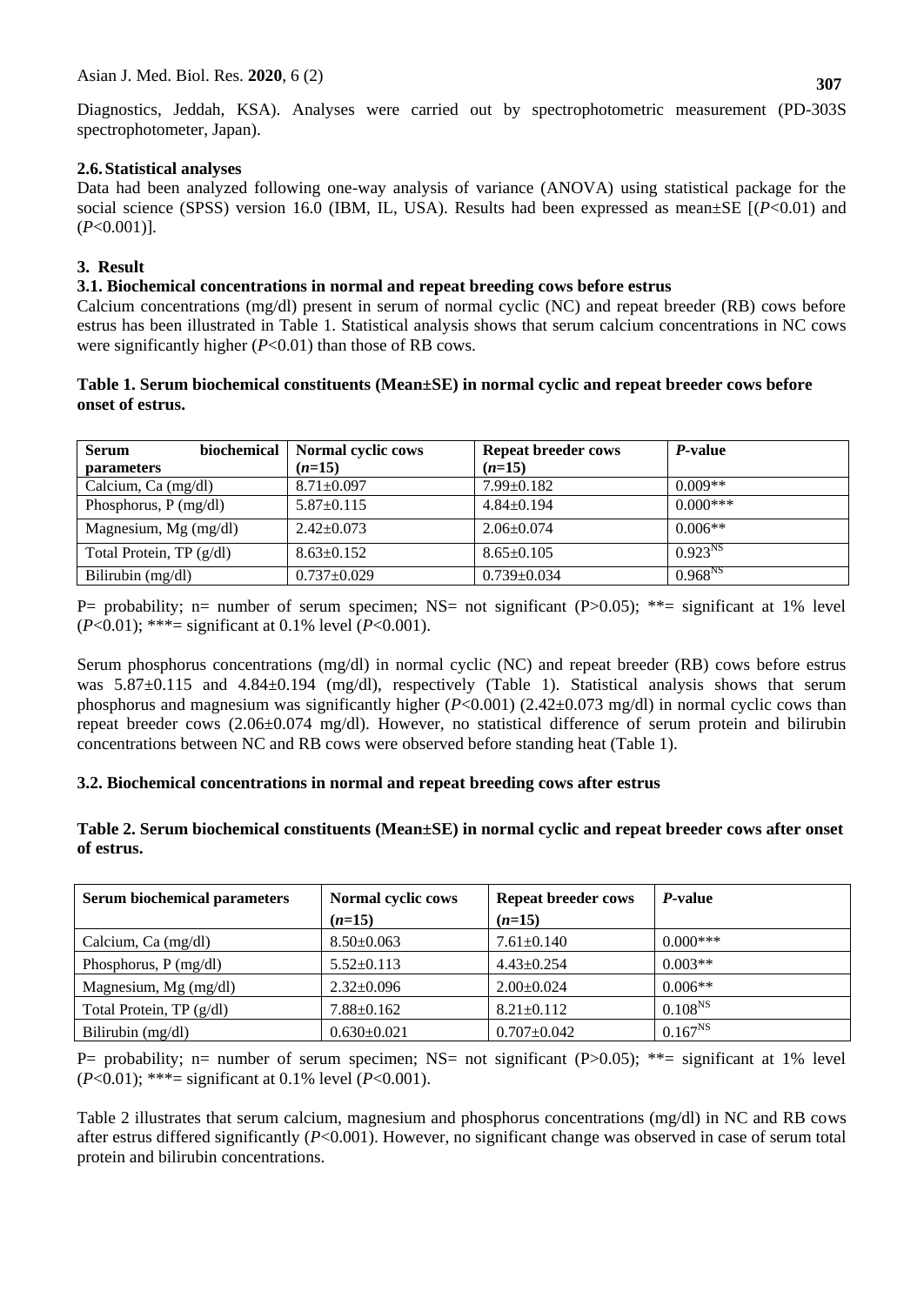Diagnostics, Jeddah, KSA). Analyses were carried out by spectrophotometric measurement (PD-303S spectrophotometer, Japan).

### 2.6. Statistical analyses

Data had been analyzed following one-way analysis of variance (ANOVA) using statistical package for the social science (SPSS) version 16.0 (IBM, IL, USA). Results had been expressed as mean±SE [($P<0.01$) and ($P<0.001$)].

## 3. Result

### 3.1. Biochemical concentrations in normal and repeat breeding cows before estrus

Calcium concentrations (mg/dl) present in serum of normal cyclic (NC) and repeat breeder (RB) cows before estrus has been illustrated in Table 1. Statistical analysis shows that serum calcium concentrations in NC cows were significantly higher ($P<0.01$) than those of RB cows.

**Table 1. Serum biochemical constituents (Mean±SE) in normal cyclic and repeat breeder cows before onset of estrus.**

| Serum biochemical parameters | Normal cyclic cows ($n$=15) | Repeat breeder cows ($n$=15) | *P*-value |
|---|---|---|---|
| Calcium, Ca (mg/dl) | 8.71±0.097 | 7.99±0.182 | 0.009** |
| Phosphorus, P (mg/dl) | 5.87±0.115 | 4.84±0.194 | 0.000*** |
| Magnesium, Mg (mg/dl) | 2.42±0.073 | 2.06±0.074 | 0.006** |
| Total Protein, TP (g/dl) | 8.63±0.152 | 8.65±0.105 | $0.923^{NS}$ |
| Bilirubin (mg/dl) | 0.737±0.029 | 0.739±0.034 | $0.968^{NS}$ |

P= probability; n= number of serum specimen; NS= not significant (P>0.05); **= significant at 1% level ($P<0.01$); ***= significant at 0.1% level ($P<0.001$).

Serum phosphorus concentrations (mg/dl) in normal cyclic (NC) and repeat breeder (RB) cows before estrus was 5.87±0.115 and 4.84±0.194 (mg/dl), respectively (Table 1). Statistical analysis shows that serum phosphorus and magnesium was significantly higher ($P<0.001$) (2.42±0.073 mg/dl) in normal cyclic cows than repeat breeder cows (2.06±0.074 mg/dl). However, no statistical difference of serum protein and bilirubin concentrations between NC and RB cows were observed before standing heat (Table 1).

### 3.2. Biochemical concentrations in normal and repeat breeding cows after estrus

**Table 2. Serum biochemical constituents (Mean±SE) in normal cyclic and repeat breeder cows after onset of estrus.**

| Serum biochemical parameters | Normal cyclic cows ($n$=15) | Repeat breeder cows ($n$=15) | *P*-value |
|---|---|---|---|
| Calcium, Ca (mg/dl) | 8.50±0.063 | 7.61±0.140 | 0.000*** |
| Phosphorus, P (mg/dl) | 5.52±0.113 | 4.43±0.254 | 0.003** |
| Magnesium, Mg (mg/dl) | 2.32±0.096 | 2.00±0.024 | 0.006** |
| Total Protein, TP (g/dl) | 7.88±0.162 | 8.21±0.112 | $0.108^{NS}$ |
| Bilirubin (mg/dl) | 0.630±0.021 | 0.707±0.042 | $0.167^{NS}$ |

P= probability; n= number of serum specimen; NS= not significant (P>0.05); **= significant at 1% level ($P<0.01$); ***= significant at 0.1% level ($P<0.001$).

Table 2 illustrates that serum calcium, magnesium and phosphorus concentrations (mg/dl) in NC and RB cows after estrus differed significantly ($P<0.001$). However, no significant change was observed in case of serum total protein and bilirubin concentrations.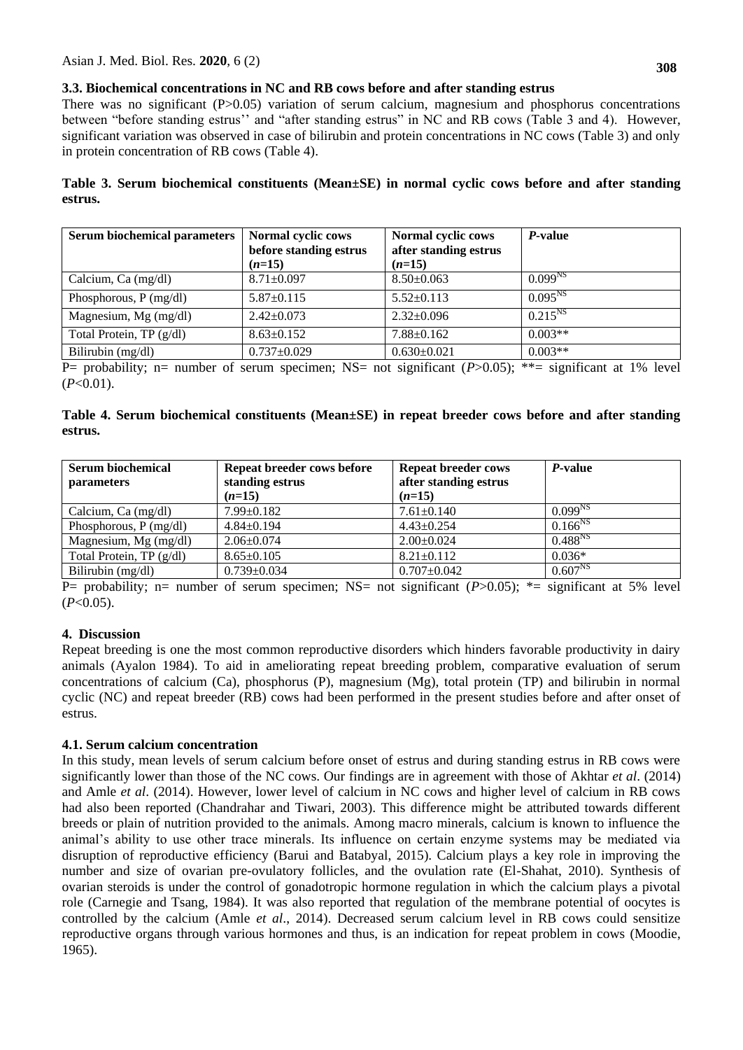### 3.3. Biochemical concentrations in NC and RB cows before and after standing estrus

There was no significant (P>0.05) variation of serum calcium, magnesium and phosphorus concentrations between "before standing estrus'' and "after standing estrus" in NC and RB cows (Table 3 and 4). However, significant variation was observed in case of bilirubin and protein concentrations in NC cows (Table 3) and only in protein concentration of RB cows (Table 4).

**Table 3. Serum biochemical constituents (Mean±SE) in normal cyclic cows before and after standing estrus.**

| Serum biochemical parameters | Normal cyclic cows before standing estrus ($n$=15) | Normal cyclic cows after standing estrus ($n$=15) | *P*-value |
|---|---|---|---|
| Calcium, Ca (mg/dl) | 8.71±0.097 | 8.50±0.063 | $0.099^{NS}$ |
| Phosphorous, P (mg/dl) | 5.87±0.115 | 5.52±0.113 | $0.095^{NS}$ |
| Magnesium, Mg (mg/dl) | 2.42±0.073 | 2.32±0.096 | $0.215^{NS}$ |
| Total Protein, TP (g/dl) | 8.63±0.152 | 7.88±0.162 | 0.003** |
| Bilirubin (mg/dl) | 0.737±0.029 | 0.630±0.021 | 0.003** |

P= probability; n= number of serum specimen; NS= not significant ($P>0.05$); **= significant at 1% level ($P<0.01$).

**Table 4. Serum biochemical constituents (Mean±SE) in repeat breeder cows before and after standing estrus.**

| Serum biochemical parameters | Repeat breeder cows before standing estrus ($n$=15) | Repeat breeder cows after standing estrus ($n$=15) | *P*-value |
|---|---|---|---|
| Calcium, Ca (mg/dl) | 7.99±0.182 | 7.61±0.140 | $0.099^{NS}$ |
| Phosphorous, P (mg/dl) | 4.84±0.194 | 4.43±0.254 | $0.166^{NS}$ |
| Magnesium, Mg (mg/dl) | 2.06±0.074 | 2.00±0.024 | $0.488^{NS}$ |
| Total Protein, TP (g/dl) | 8.65±0.105 | 8.21±0.112 | 0.036* |
| Bilirubin (mg/dl) | 0.739±0.034 | 0.707±0.042 | $0.607^{NS}$ |

P= probability; n= number of serum specimen; NS= not significant ($P>0.05$); *= significant at 5% level ($P<0.05$).

## 4. Discussion

Repeat breeding is one the most common reproductive disorders which hinders favorable productivity in dairy animals (Ayalon 1984). To aid in ameliorating repeat breeding problem, comparative evaluation of serum concentrations of calcium (Ca), phosphorus (P), magnesium (Mg), total protein (TP) and bilirubin in normal cyclic (NC) and repeat breeder (RB) cows had been performed in the present studies before and after onset of estrus.

### 4.1. Serum calcium concentration

In this study, mean levels of serum calcium before onset of estrus and during standing estrus in RB cows were significantly lower than those of the NC cows. Our findings are in agreement with those of Akhtar *et al*. (2014) and Amle *et al*. (2014). However, lower level of calcium in NC cows and higher level of calcium in RB cows had also been reported (Chandrahar and Tiwari, 2003). This difference might be attributed towards different breeds or plain of nutrition provided to the animals. Among macro minerals, calcium is known to influence the animal's ability to use other trace minerals. Its influence on certain enzyme systems may be mediated via disruption of reproductive efficiency (Barui and Batabyal, 2015). Calcium plays a key role in improving the number and size of ovarian pre-ovulatory follicles, and the ovulation rate (El-Shahat, 2010). Synthesis of ovarian steroids is under the control of gonadotropic hormone regulation in which the calcium plays a pivotal role (Carnegie and Tsang, 1984). It was also reported that regulation of the membrane potential of oocytes is controlled by the calcium (Amle *et al*., 2014). Decreased serum calcium level in RB cows could sensitize reproductive organs through various hormones and thus, is an indication for repeat problem in cows (Moodie, 1965).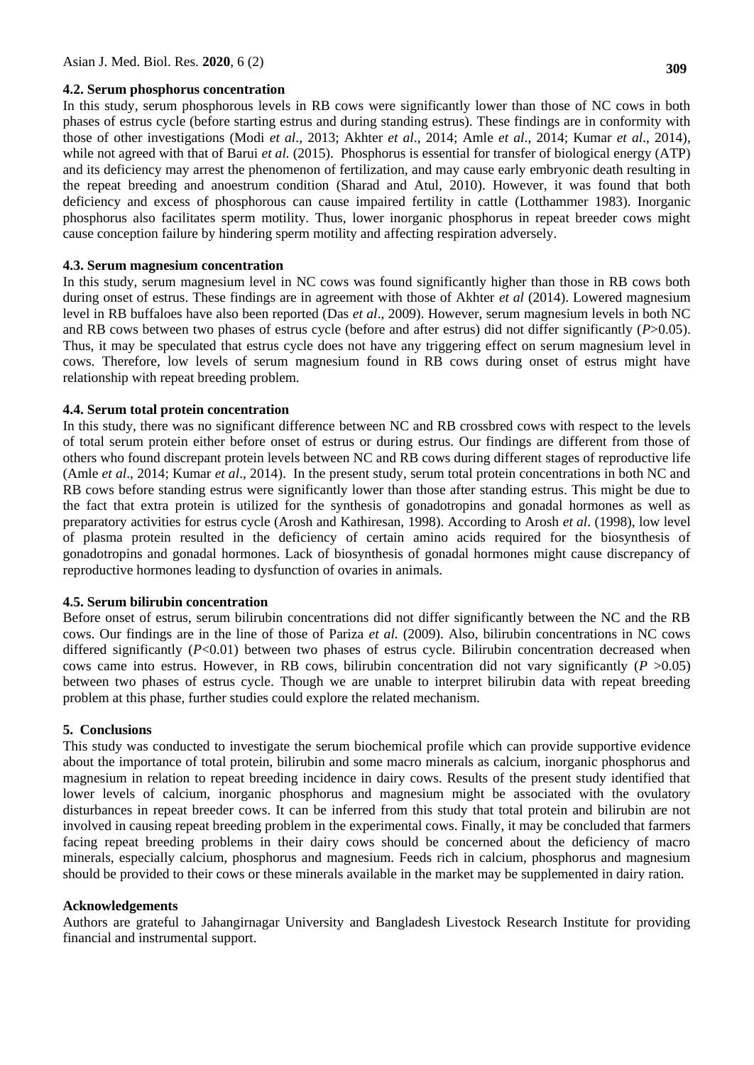### 4.2. Serum phosphorus concentration

In this study, serum phosphorous levels in RB cows were significantly lower than those of NC cows in both phases of estrus cycle (before starting estrus and during standing estrus). These findings are in conformity with those of other investigations (Modi *et al*., 2013; Akhter *et al*., 2014; Amle *et al*., 2014; Kumar *et al*., 2014), while not agreed with that of Barui *et al.* (2015). Phosphorus is essential for transfer of biological energy (ATP) and its deficiency may arrest the phenomenon of fertilization, and may cause early embryonic death resulting in the repeat breeding and anoestrum condition (Sharad and Atul, 2010). However, it was found that both deficiency and excess of phosphorous can cause impaired fertility in cattle (Lotthammer 1983). Inorganic phosphorus also facilitates sperm motility. Thus, lower inorganic phosphorus in repeat breeder cows might cause conception failure by hindering sperm motility and affecting respiration adversely.

### 4.3. Serum magnesium concentration

In this study, serum magnesium level in NC cows was found significantly higher than those in RB cows both during onset of estrus. These findings are in agreement with those of Akhter *et al* (2014). Lowered magnesium level in RB buffaloes have also been reported (Das *et al*., 2009). However, serum magnesium levels in both NC and RB cows between two phases of estrus cycle (before and after estrus) did not differ significantly ($P$>0.05). Thus, it may be speculated that estrus cycle does not have any triggering effect on serum magnesium level in cows. Therefore, low levels of serum magnesium found in RB cows during onset of estrus might have relationship with repeat breeding problem.

### 4.4. Serum total protein concentration

In this study, there was no significant difference between NC and RB crossbred cows with respect to the levels of total serum protein either before onset of estrus or during estrus. Our findings are different from those of others who found discrepant protein levels between NC and RB cows during different stages of reproductive life (Amle *et al*., 2014; Kumar *et al*., 2014). In the present study, serum total protein concentrations in both NC and RB cows before standing estrus were significantly lower than those after standing estrus. This might be due to the fact that extra protein is utilized for the synthesis of gonadotropins and gonadal hormones as well as preparatory activities for estrus cycle (Arosh and Kathiresan, 1998). According to Arosh *et al*. (1998), low level of plasma protein resulted in the deficiency of certain amino acids required for the biosynthesis of gonadotropins and gonadal hormones. Lack of biosynthesis of gonadal hormones might cause discrepancy of reproductive hormones leading to dysfunction of ovaries in animals.

### 4.5. Serum bilirubin concentration

Before onset of estrus, serum bilirubin concentrations did not differ significantly between the NC and the RB cows. Our findings are in the line of those of Pariza *et al.* (2009). Also, bilirubin concentrations in NC cows differed significantly ($P$<0.01) between two phases of estrus cycle. Bilirubin concentration decreased when cows came into estrus. However, in RB cows, bilirubin concentration did not vary significantly ($P$ >0.05) between two phases of estrus cycle. Though we are unable to interpret bilirubin data with repeat breeding problem at this phase, further studies could explore the related mechanism.

## 5. Conclusions

This study was conducted to investigate the serum biochemical profile which can provide supportive evidence about the importance of total protein, bilirubin and some macro minerals as calcium, inorganic phosphorus and magnesium in relation to repeat breeding incidence in dairy cows. Results of the present study identified that lower levels of calcium, inorganic phosphorus and magnesium might be associated with the ovulatory disturbances in repeat breeder cows. It can be inferred from this study that total protein and bilirubin are not involved in causing repeat breeding problem in the experimental cows. Finally, it may be concluded that farmers facing repeat breeding problems in their dairy cows should be concerned about the deficiency of macro minerals, especially calcium, phosphorus and magnesium. Feeds rich in calcium, phosphorus and magnesium should be provided to their cows or these minerals available in the market may be supplemented in dairy ration.

## Acknowledgements

Authors are grateful to Jahangirnagar University and Bangladesh Livestock Research Institute for providing financial and instrumental support.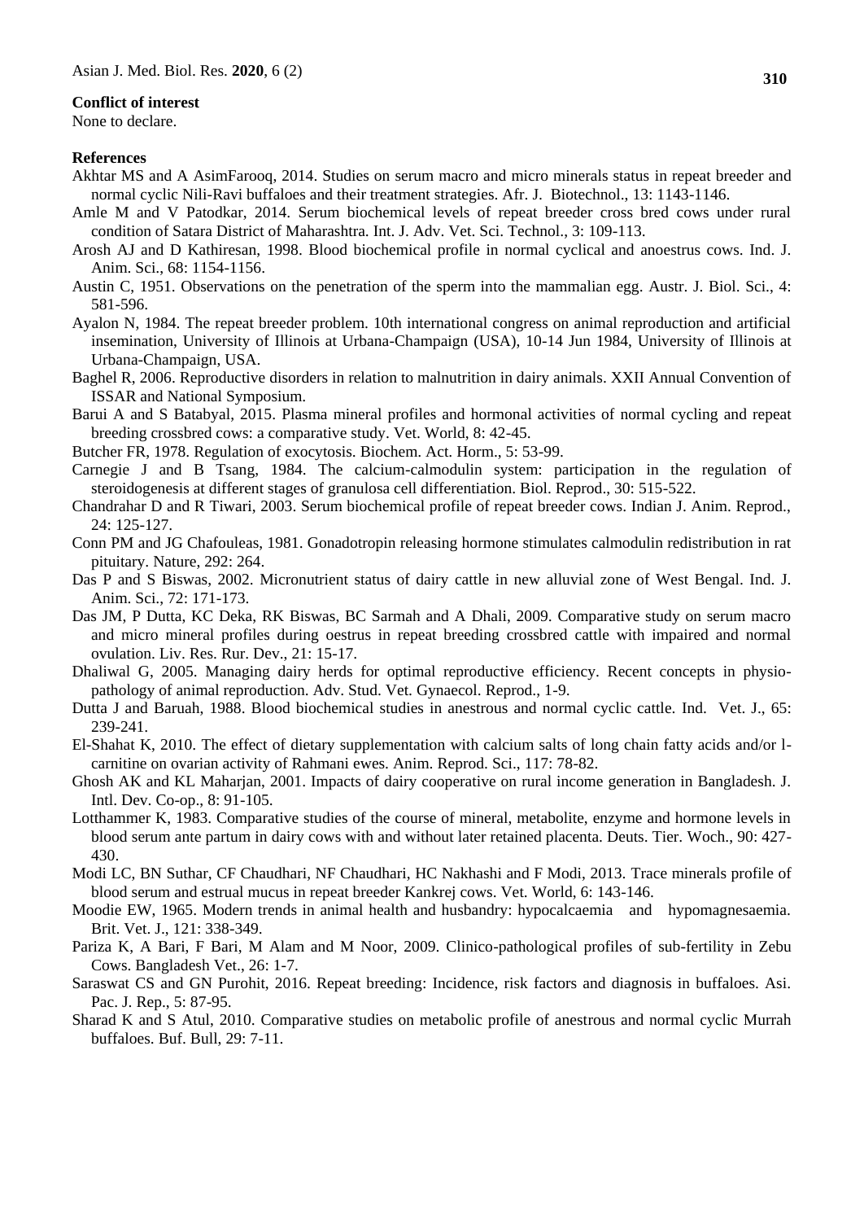**Conflict of interest**

None to declare.

**References**

Akhtar MS and A AsimFarooq, 2014. Studies on serum macro and micro minerals status in repeat breeder and normal cyclic Nili-Ravi buffaloes and their treatment strategies. Afr. J. Biotechnol., 13: 1143-1146.

Amle M and V Patodkar, 2014. Serum biochemical levels of repeat breeder cross bred cows under rural condition of Satara District of Maharashtra. Int. J. Adv. Vet. Sci. Technol., 3: 109-113.

Arosh AJ and D Kathiresan, 1998. Blood biochemical profile in normal cyclical and anoestrus cows. Ind. J. Anim. Sci., 68: 1154-1156.

Austin C, 1951. Observations on the penetration of the sperm into the mammalian egg. Austr. J. Biol. Sci., 4: 581-596.

Ayalon N, 1984. The repeat breeder problem. 10th international congress on animal reproduction and artificial insemination, University of Illinois at Urbana-Champaign (USA), 10-14 Jun 1984, University of Illinois at Urbana-Champaign, USA.

Baghel R, 2006. Reproductive disorders in relation to malnutrition in dairy animals. XXII Annual Convention of ISSAR and National Symposium.

Barui A and S Batabyal, 2015. Plasma mineral profiles and hormonal activities of normal cycling and repeat breeding crossbred cows: a comparative study. Vet. World, 8: 42-45.

Butcher FR, 1978. Regulation of exocytosis. Biochem. Act. Horm., 5: 53-99.

Carnegie J and B Tsang, 1984. The calcium-calmodulin system: participation in the regulation of steroidogenesis at different stages of granulosa cell differentiation. Biol. Reprod., 30: 515-522.

Chandrahar D and R Tiwari, 2003. Serum biochemical profile of repeat breeder cows. Indian J. Anim. Reprod., 24: 125-127.

Conn PM and JG Chafouleas, 1981. Gonadotropin releasing hormone stimulates calmodulin redistribution in rat pituitary. Nature, 292: 264.

Das P and S Biswas, 2002. Micronutrient status of dairy cattle in new alluvial zone of West Bengal. Ind. J. Anim. Sci., 72: 171-173.

Das JM, P Dutta, KC Deka, RK Biswas, BC Sarmah and A Dhali, 2009. Comparative study on serum macro and micro mineral profiles during oestrus in repeat breeding crossbred cattle with impaired and normal ovulation. Liv. Res. Rur. Dev., 21: 15-17.

Dhaliwal G, 2005. Managing dairy herds for optimal reproductive efficiency. Recent concepts in physio-pathology of animal reproduction. Adv. Stud. Vet. Gynaecol. Reprod., 1-9.

Dutta J and Baruah, 1988. Blood biochemical studies in anestrous and normal cyclic cattle. Ind. Vet. J., 65: 239-241.

El-Shahat K, 2010. The effect of dietary supplementation with calcium salts of long chain fatty acids and/or l-carnitine on ovarian activity of Rahmani ewes. Anim. Reprod. Sci., 117: 78-82.

Ghosh AK and KL Maharjan, 2001. Impacts of dairy cooperative on rural income generation in Bangladesh. J. Intl. Dev. Co-op., 8: 91-105.

Lotthammer K, 1983. Comparative studies of the course of mineral, metabolite, enzyme and hormone levels in blood serum ante partum in dairy cows with and without later retained placenta. Deuts. Tier. Woch., 90: 427-430.

Modi LC, BN Suthar, CF Chaudhari, NF Chaudhari, HC Nakhashi and F Modi, 2013. Trace minerals profile of blood serum and estrual mucus in repeat breeder Kankrej cows. Vet. World, 6: 143-146.

Moodie EW, 1965. Modern trends in animal health and husbandry: hypocalcaemia and hypomagnesaemia. Brit. Vet. J., 121: 338-349.

Pariza K, A Bari, F Bari, M Alam and M Noor, 2009. Clinico-pathological profiles of sub-fertility in Zebu Cows. Bangladesh Vet., 26: 1-7.

Saraswat CS and GN Purohit, 2016. Repeat breeding: Incidence, risk factors and diagnosis in buffaloes. Asi. Pac. J. Rep., 5: 87-95.

Sharad K and S Atul, 2010. Comparative studies on metabolic profile of anestrous and normal cyclic Murrah buffaloes. Buf. Bull, 29: 7-11.